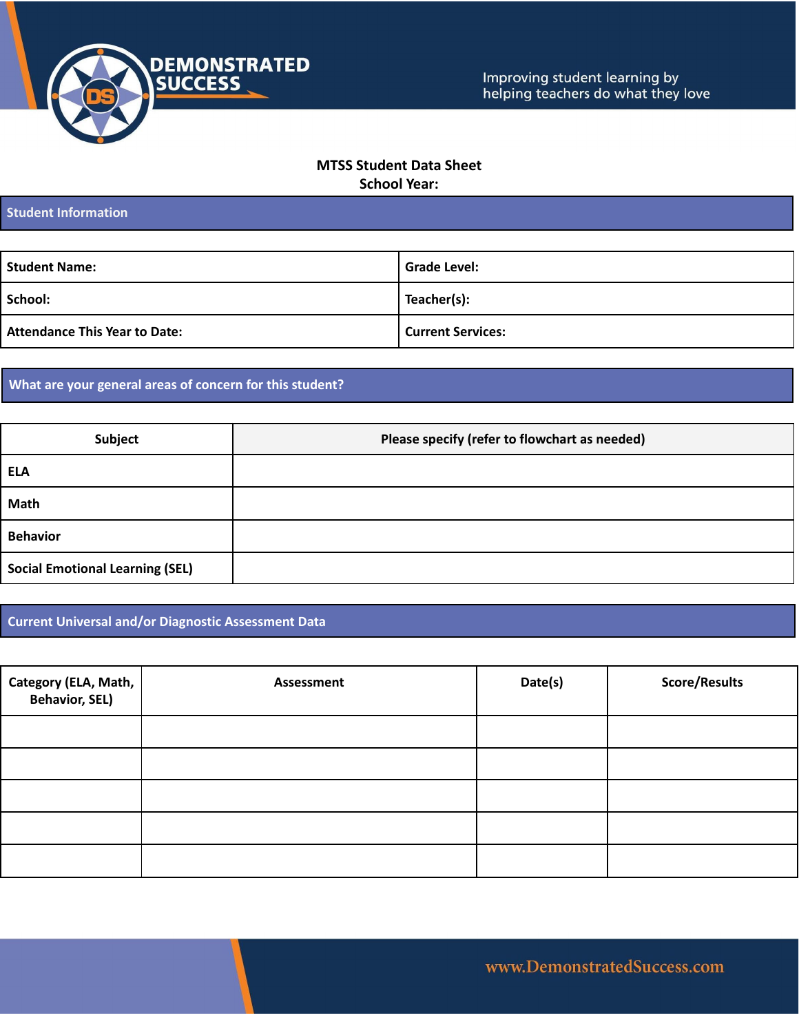DEMONSTRATED SUCCESS

Improving student learning by helping teachers do what they love

# MTSS Student Data Sheet

**School Year:**

## Student Information

| Student Name: | Grade Level: |
|---|---|
| School: | Teacher(s): |
| Attendance This Year to Date: | Current Services: |

## What are your general areas of concern for this student?

| Subject | Please specify (refer to flowchart as needed) |
|---|---|
| ELA | |
| Math | |
| Behavior | |
| Social Emotional Learning (SEL) | |

## Current Universal and/or Diagnostic Assessment Data

| Category (ELA, Math, Behavior, SEL) | Assessment | Date(s) | Score/Results |
|---|---|---|---|
| | | | |
| | | | |
| | | | |
| | | | |
| | | | |

www.DemonstratedSuccess.com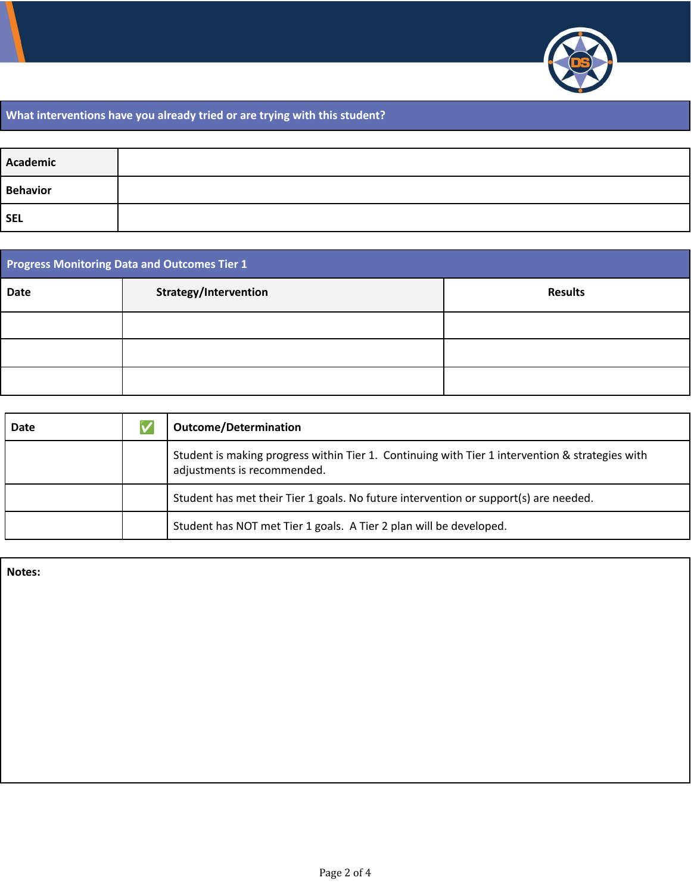## What interventions have you already tried or are trying with this student?

| | |
|---|---|
| **Academic** | |
| **Behavior** | |
| **SEL** | |

## Progress Monitoring Data and Outcomes Tier 1

| Date | Strategy/Intervention | Results |
|---|---|---|
| | | |
| | | |
| | | |

| Date | ✅ | Outcome/Determination |
|---|---|---|
| | | Student is making progress within Tier 1. Continuing with Tier 1 intervention & strategies with adjustments is recommended. |
| | | Student has met their Tier 1 goals. No future intervention or support(s) are needed. |
| | | Student has NOT met Tier 1 goals. A Tier 2 plan will be developed. |

**Notes:**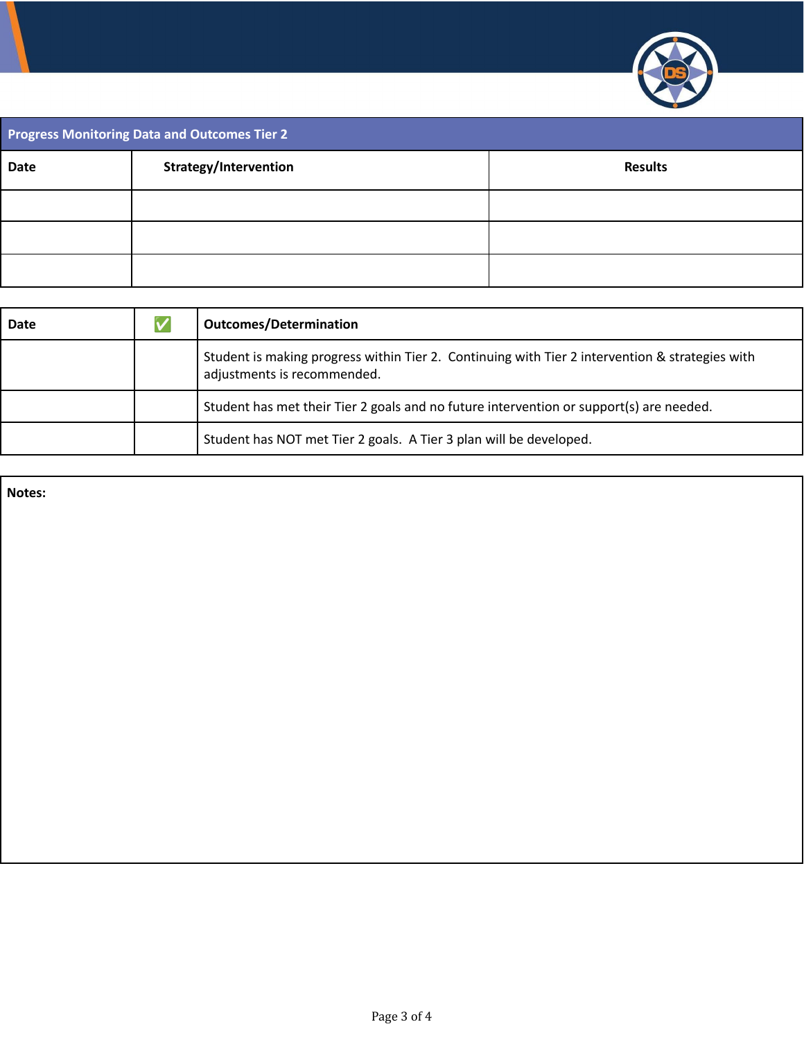| Progress Monitoring Data and Outcomes Tier 2 | | |
|---|---|---|
| **Date** | **Strategy/Intervention** | **Results** |
| | | |
| | | |
| | | |

| Date | ✅ | Outcomes/Determination |
|---|---|---|
| | | Student is making progress within Tier 2. Continuing with Tier 2 intervention & strategies with adjustments is recommended. |
| | | Student has met their Tier 2 goals and no future intervention or support(s) are needed. |
| | | Student has NOT met Tier 2 goals. A Tier 3 plan will be developed. |

**Notes:**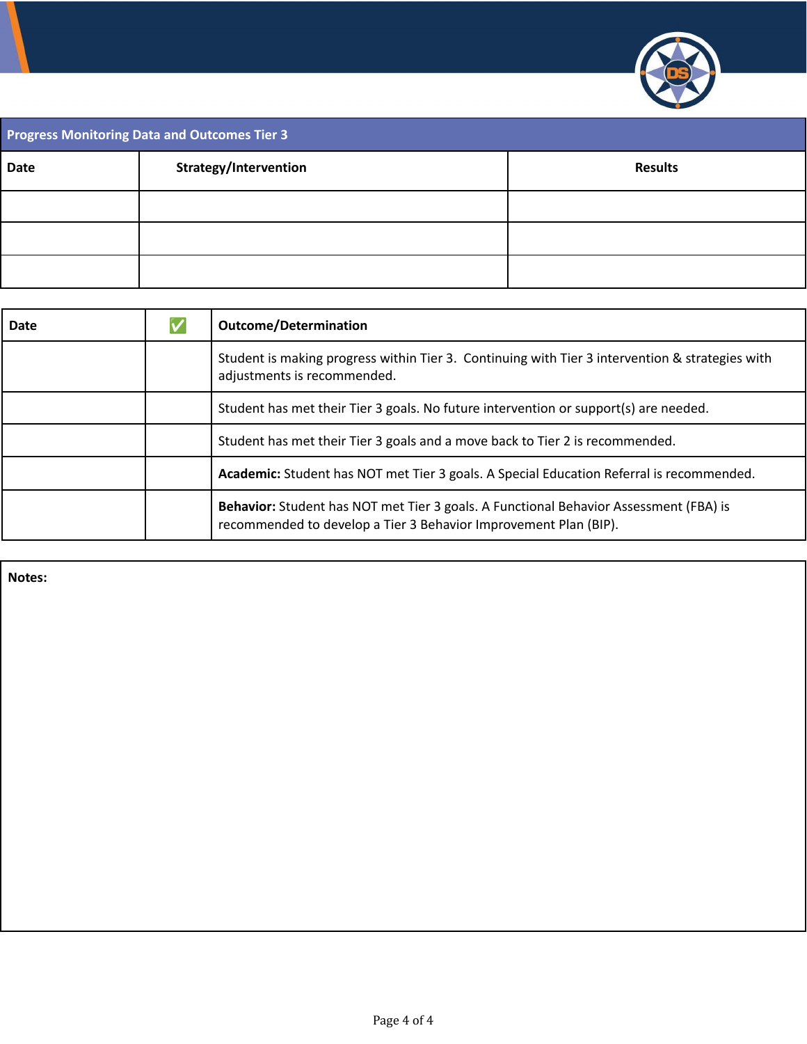| Progress Monitoring Data and Outcomes Tier 3 | | |
|---|---|---|
| **Date** | **Strategy/Intervention** | **Results** |
| | | |
| | | |
| | | |

| Date | ✅ | Outcome/Determination |
|---|---|---|
| | | Student is making progress within Tier 3. Continuing with Tier 3 intervention & strategies with adjustments is recommended. |
| | | Student has met their Tier 3 goals. No future intervention or support(s) are needed. |
| | | Student has met their Tier 3 goals and a move back to Tier 2 is recommended. |
| | | **Academic:** Student has NOT met Tier 3 goals. A Special Education Referral is recommended. |
| | | **Behavior:** Student has NOT met Tier 3 goals. A Functional Behavior Assessment (FBA) is recommended to develop a Tier 3 Behavior Improvement Plan (BIP). |

**Notes:**